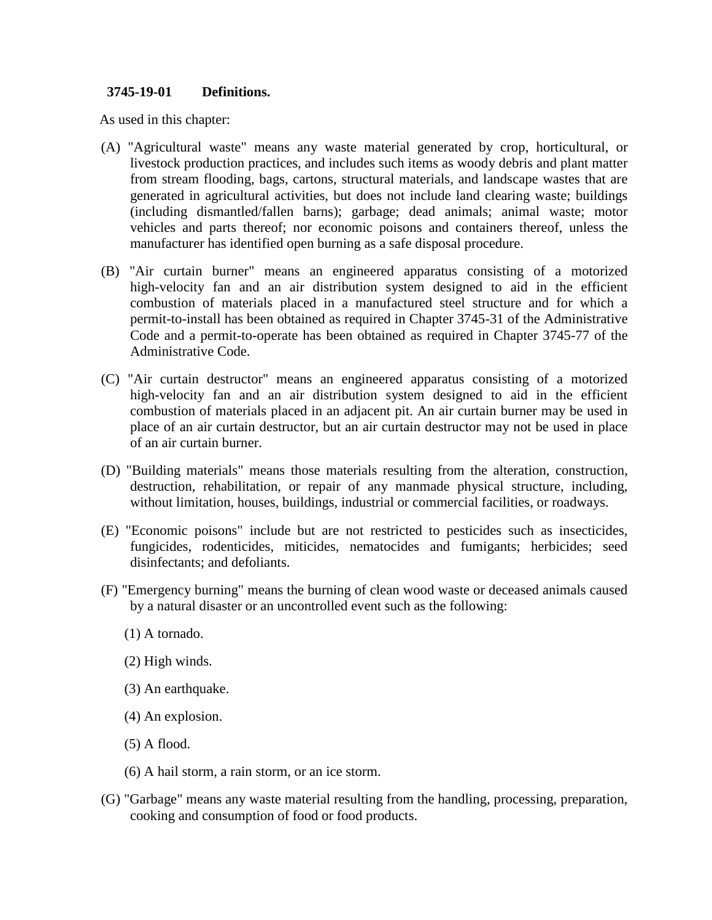**3745-19-01 Definitions.**

As used in this chapter:

(A) "Agricultural waste" means any waste material generated by crop, horticultural, or livestock production practices, and includes such items as woody debris and plant matter from stream flooding, bags, cartons, structural materials, and landscape wastes that are generated in agricultural activities, but does not include land clearing waste; buildings (including dismantled/fallen barns); garbage; dead animals; animal waste; motor vehicles and parts thereof; nor economic poisons and containers thereof, unless the manufacturer has identified open burning as a safe disposal procedure.

(B) "Air curtain burner" means an engineered apparatus consisting of a motorized high-velocity fan and an air distribution system designed to aid in the efficient combustion of materials placed in a manufactured steel structure and for which a permit-to-install has been obtained as required in Chapter 3745-31 of the Administrative Code and a permit-to-operate has been obtained as required in Chapter 3745-77 of the Administrative Code.

(C) "Air curtain destructor" means an engineered apparatus consisting of a motorized high-velocity fan and an air distribution system designed to aid in the efficient combustion of materials placed in an adjacent pit. An air curtain burner may be used in place of an air curtain destructor, but an air curtain destructor may not be used in place of an air curtain burner.

(D) "Building materials" means those materials resulting from the alteration, construction, destruction, rehabilitation, or repair of any manmade physical structure, including, without limitation, houses, buildings, industrial or commercial facilities, or roadways.

(E) "Economic poisons" include but are not restricted to pesticides such as insecticides, fungicides, rodenticides, miticides, nematocides and fumigants; herbicides; seed disinfectants; and defoliants.

(F) "Emergency burning" means the burning of clean wood waste or deceased animals caused by a natural disaster or an uncontrolled event such as the following:

(1) A tornado.

(2) High winds.

(3) An earthquake.

(4) An explosion.

(5) A flood.

(6) A hail storm, a rain storm, or an ice storm.

(G) "Garbage" means any waste material resulting from the handling, processing, preparation, cooking and consumption of food or food products.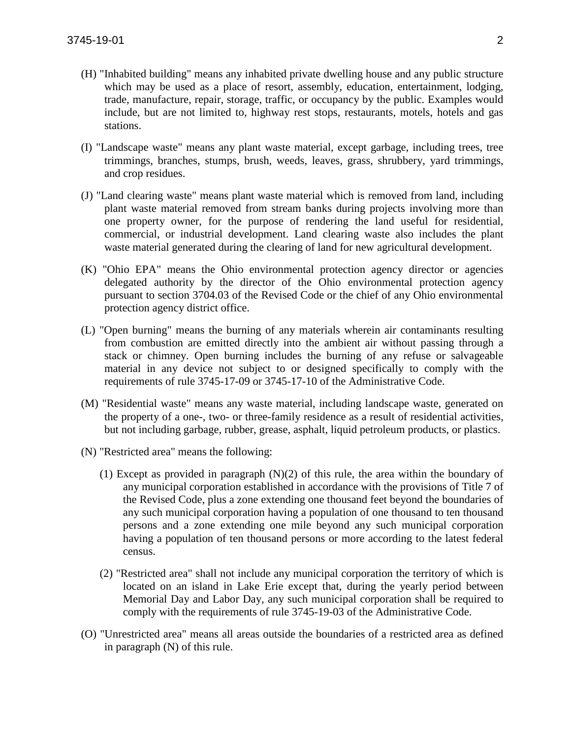(H) "Inhabited building" means any inhabited private dwelling house and any public structure which may be used as a place of resort, assembly, education, entertainment, lodging, trade, manufacture, repair, storage, traffic, or occupancy by the public. Examples would include, but are not limited to, highway rest stops, restaurants, motels, hotels and gas stations.

(I) "Landscape waste" means any plant waste material, except garbage, including trees, tree trimmings, branches, stumps, brush, weeds, leaves, grass, shrubbery, yard trimmings, and crop residues.

(J) "Land clearing waste" means plant waste material which is removed from land, including plant waste material removed from stream banks during projects involving more than one property owner, for the purpose of rendering the land useful for residential, commercial, or industrial development. Land clearing waste also includes the plant waste material generated during the clearing of land for new agricultural development.

(K) "Ohio EPA" means the Ohio environmental protection agency director or agencies delegated authority by the director of the Ohio environmental protection agency pursuant to section 3704.03 of the Revised Code or the chief of any Ohio environmental protection agency district office.

(L) "Open burning" means the burning of any materials wherein air contaminants resulting from combustion are emitted directly into the ambient air without passing through a stack or chimney. Open burning includes the burning of any refuse or salvageable material in any device not subject to or designed specifically to comply with the requirements of rule 3745-17-09 or 3745-17-10 of the Administrative Code.

(M) "Residential waste" means any waste material, including landscape waste, generated on the property of a one-, two- or three-family residence as a result of residential activities, but not including garbage, rubber, grease, asphalt, liquid petroleum products, or plastics.

(N) "Restricted area" means the following:

(1) Except as provided in paragraph (N)(2) of this rule, the area within the boundary of any municipal corporation established in accordance with the provisions of Title 7 of the Revised Code, plus a zone extending one thousand feet beyond the boundaries of any such municipal corporation having a population of one thousand to ten thousand persons and a zone extending one mile beyond any such municipal corporation having a population of ten thousand persons or more according to the latest federal census.

(2) "Restricted area" shall not include any municipal corporation the territory of which is located on an island in Lake Erie except that, during the yearly period between Memorial Day and Labor Day, any such municipal corporation shall be required to comply with the requirements of rule 3745-19-03 of the Administrative Code.

(O) "Unrestricted area" means all areas outside the boundaries of a restricted area as defined in paragraph (N) of this rule.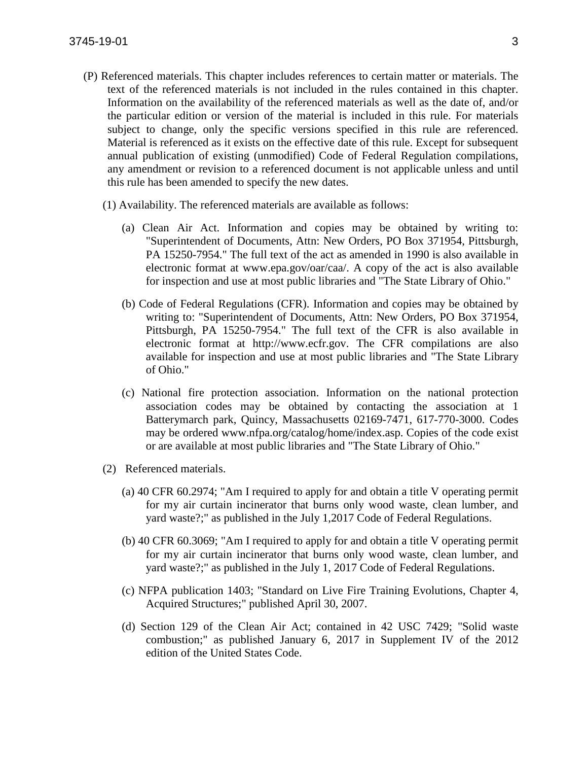(P) Referenced materials. This chapter includes references to certain matter or materials. The text of the referenced materials is not included in the rules contained in this chapter. Information on the availability of the referenced materials as well as the date of, and/or the particular edition or version of the material is included in this rule. For materials subject to change, only the specific versions specified in this rule are referenced. Material is referenced as it exists on the effective date of this rule. Except for subsequent annual publication of existing (unmodified) Code of Federal Regulation compilations, any amendment or revision to a referenced document is not applicable unless and until this rule has been amended to specify the new dates.

(1) Availability. The referenced materials are available as follows:

(a) Clean Air Act. Information and copies may be obtained by writing to: "Superintendent of Documents, Attn: New Orders, PO Box 371954, Pittsburgh, PA 15250-7954." The full text of the act as amended in 1990 is also available in electronic format at www.epa.gov/oar/caa/. A copy of the act is also available for inspection and use at most public libraries and "The State Library of Ohio."

(b) Code of Federal Regulations (CFR). Information and copies may be obtained by writing to: "Superintendent of Documents, Attn: New Orders, PO Box 371954, Pittsburgh, PA 15250-7954." The full text of the CFR is also available in electronic format at http://www.ecfr.gov. The CFR compilations are also available for inspection and use at most public libraries and "The State Library of Ohio."

(c) National fire protection association. Information on the national protection association codes may be obtained by contacting the association at 1 Batterymarch park, Quincy, Massachusetts 02169-7471, 617-770-3000. Codes may be ordered www.nfpa.org/catalog/home/index.asp. Copies of the code exist or are available at most public libraries and "The State Library of Ohio."

(2) Referenced materials.

(a) 40 CFR 60.2974; "Am I required to apply for and obtain a title V operating permit for my air curtain incinerator that burns only wood waste, clean lumber, and yard waste?;" as published in the July 1,2017 Code of Federal Regulations.

(b) 40 CFR 60.3069; "Am I required to apply for and obtain a title V operating permit for my air curtain incinerator that burns only wood waste, clean lumber, and yard waste?;" as published in the July 1, 2017 Code of Federal Regulations.

(c) NFPA publication 1403; "Standard on Live Fire Training Evolutions, Chapter 4, Acquired Structures;" published April 30, 2007.

(d) Section 129 of the Clean Air Act; contained in 42 USC 7429; "Solid waste combustion;" as published January 6, 2017 in Supplement IV of the 2012 edition of the United States Code.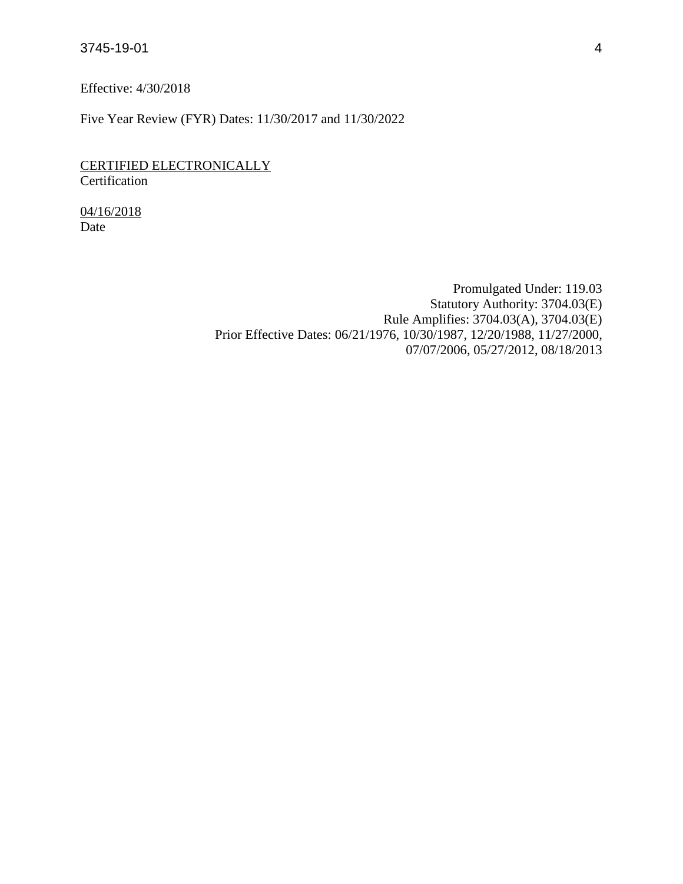Effective: 4/30/2018

Five Year Review (FYR) Dates: 11/30/2017 and 11/30/2022

CERTIFIED ELECTRONICALLY
Certification

04/16/2018
Date

Promulgated Under: 119.03
Statutory Authority: 3704.03(E)
Rule Amplifies: 3704.03(A), 3704.03(E)
Prior Effective Dates: 06/21/1976, 10/30/1987, 12/20/1988, 11/27/2000, 07/07/2006, 05/27/2012, 08/18/2013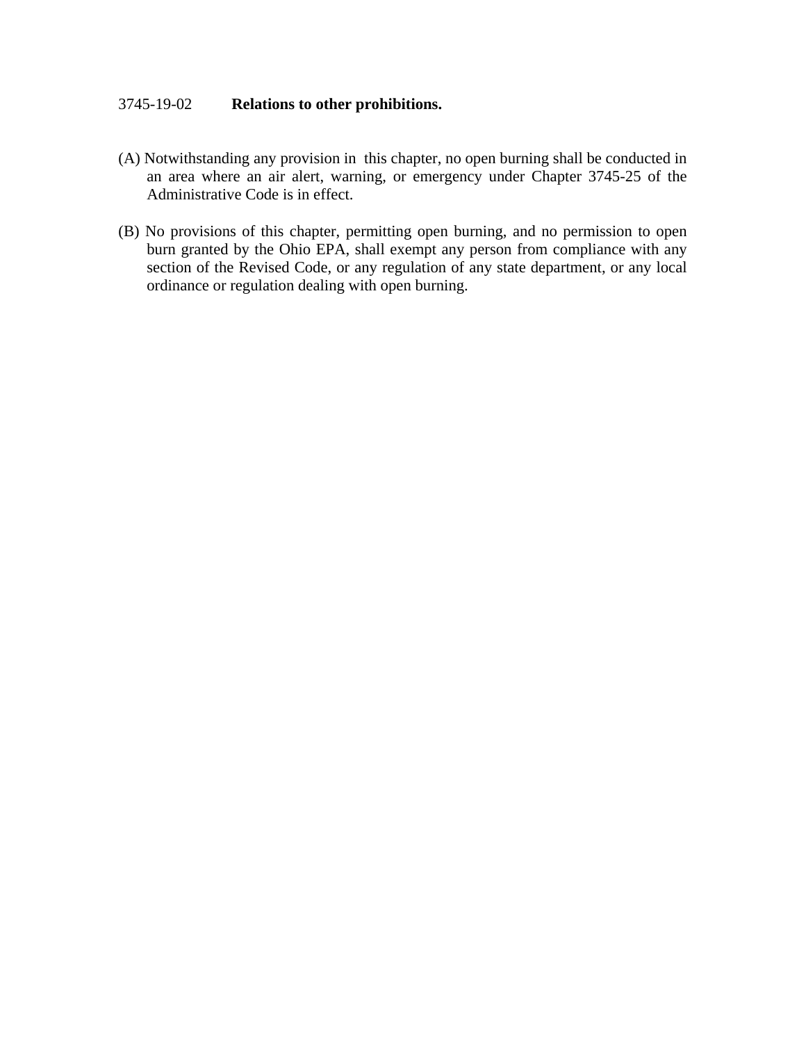## 3745-19-02 **Relations to other prohibitions.**

(A) Notwithstanding any provision in this chapter, no open burning shall be conducted in an area where an air alert, warning, or emergency under Chapter 3745-25 of the Administrative Code is in effect.

(B) No provisions of this chapter, permitting open burning, and no permission to open burn granted by the Ohio EPA, shall exempt any person from compliance with any section of the Revised Code, or any regulation of any state department, or any local ordinance or regulation dealing with open burning.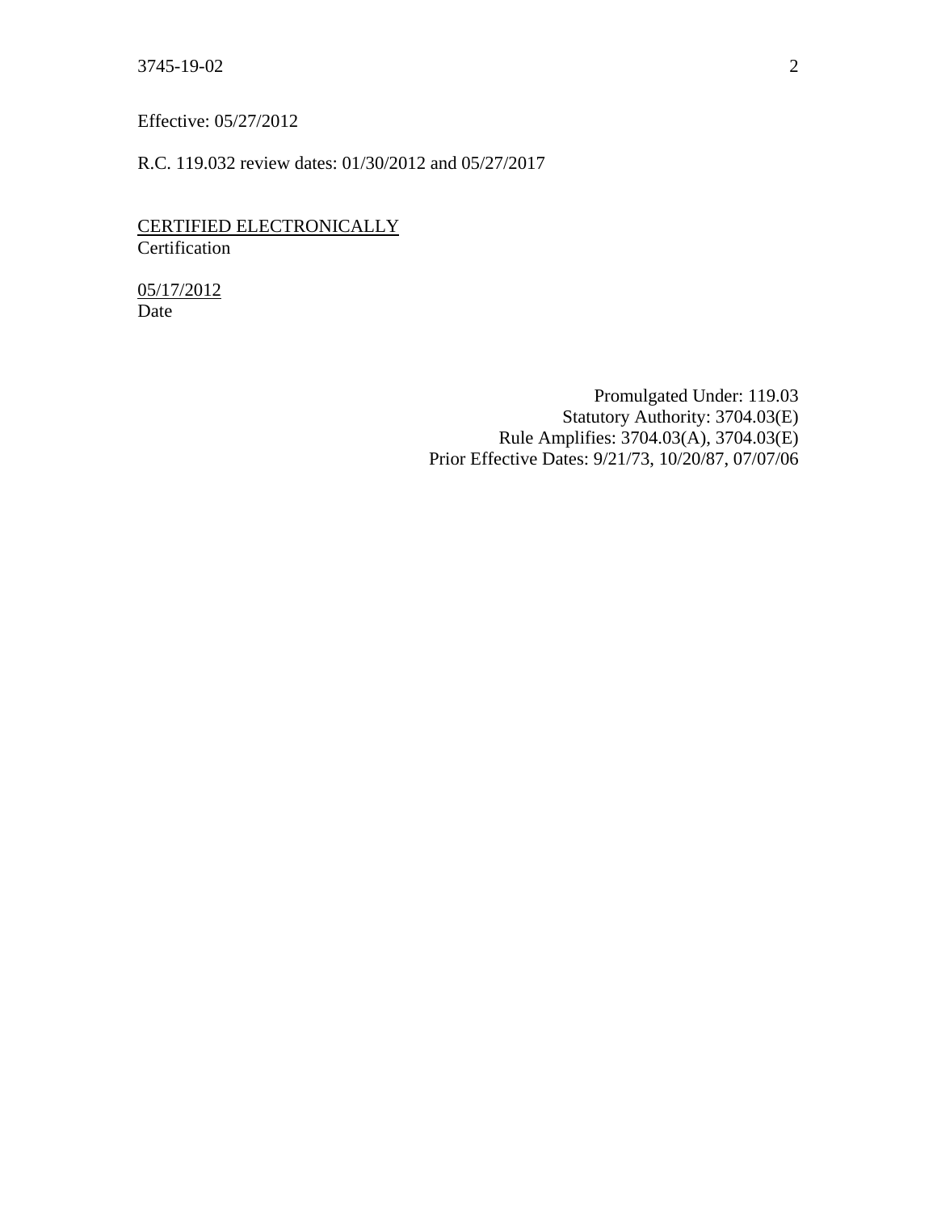Effective: 05/27/2012

R.C. 119.032 review dates: 01/30/2012 and 05/27/2017

CERTIFIED ELECTRONICALLY
Certification

05/17/2012
Date

Promulgated Under: 119.03
Statutory Authority: 3704.03(E)
Rule Amplifies: 3704.03(A), 3704.03(E)
Prior Effective Dates: 9/21/73, 10/20/87, 07/07/06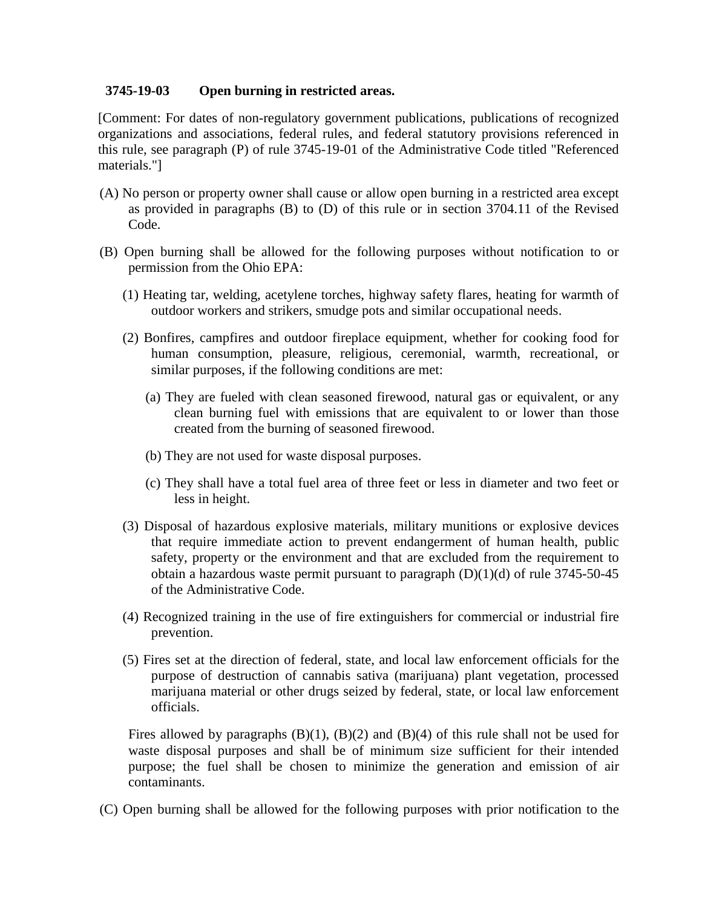### 3745-19-03 Open burning in restricted areas.

[Comment: For dates of non-regulatory government publications, publications of recognized organizations and associations, federal rules, and federal statutory provisions referenced in this rule, see paragraph (P) of rule 3745-19-01 of the Administrative Code titled "Referenced materials."]

(A) No person or property owner shall cause or allow open burning in a restricted area except as provided in paragraphs (B) to (D) of this rule or in section 3704.11 of the Revised Code.

(B) Open burning shall be allowed for the following purposes without notification to or permission from the Ohio EPA:

(1) Heating tar, welding, acetylene torches, highway safety flares, heating for warmth of outdoor workers and strikers, smudge pots and similar occupational needs.

(2) Bonfires, campfires and outdoor fireplace equipment, whether for cooking food for human consumption, pleasure, religious, ceremonial, warmth, recreational, or similar purposes, if the following conditions are met:

(a) They are fueled with clean seasoned firewood, natural gas or equivalent, or any clean burning fuel with emissions that are equivalent to or lower than those created from the burning of seasoned firewood.

(b) They are not used for waste disposal purposes.

(c) They shall have a total fuel area of three feet or less in diameter and two feet or less in height.

(3) Disposal of hazardous explosive materials, military munitions or explosive devices that require immediate action to prevent endangerment of human health, public safety, property or the environment and that are excluded from the requirement to obtain a hazardous waste permit pursuant to paragraph (D)(1)(d) of rule 3745-50-45 of the Administrative Code.

(4) Recognized training in the use of fire extinguishers for commercial or industrial fire prevention.

(5) Fires set at the direction of federal, state, and local law enforcement officials for the purpose of destruction of cannabis sativa (marijuana) plant vegetation, processed marijuana material or other drugs seized by federal, state, or local law enforcement officials.

Fires allowed by paragraphs (B)(1), (B)(2) and (B)(4) of this rule shall not be used for waste disposal purposes and shall be of minimum size sufficient for their intended purpose; the fuel shall be chosen to minimize the generation and emission of air contaminants.

(C) Open burning shall be allowed for the following purposes with prior notification to the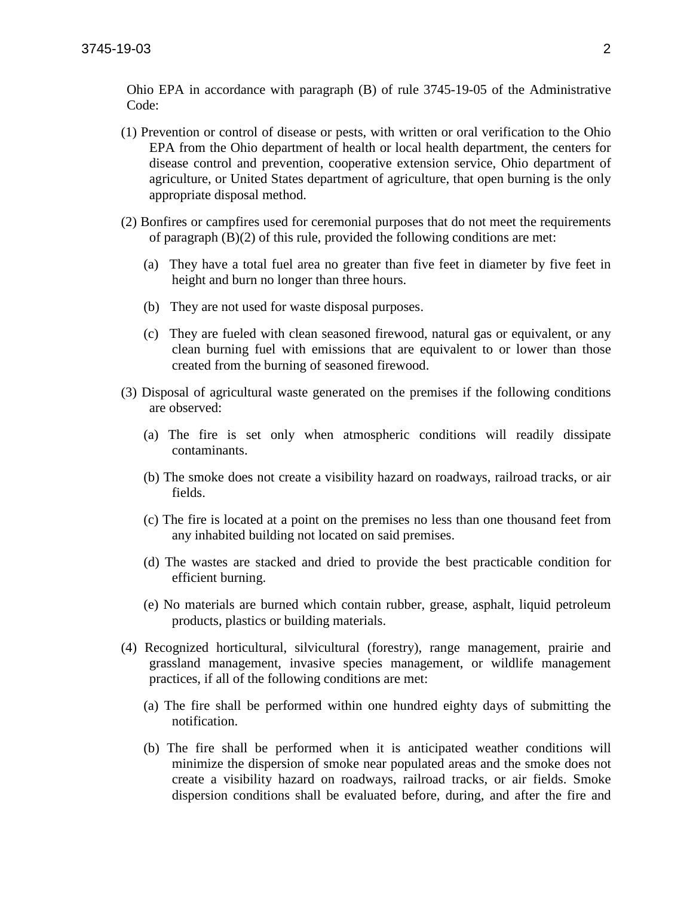Ohio EPA in accordance with paragraph (B) of rule 3745-19-05 of the Administrative Code:

(1) Prevention or control of disease or pests, with written or oral verification to the Ohio EPA from the Ohio department of health or local health department, the centers for disease control and prevention, cooperative extension service, Ohio department of agriculture, or United States department of agriculture, that open burning is the only appropriate disposal method.

(2) Bonfires or campfires used for ceremonial purposes that do not meet the requirements of paragraph (B)(2) of this rule, provided the following conditions are met:

  (a) They have a total fuel area no greater than five feet in diameter by five feet in height and burn no longer than three hours.

  (b) They are not used for waste disposal purposes.

  (c) They are fueled with clean seasoned firewood, natural gas or equivalent, or any clean burning fuel with emissions that are equivalent to or lower than those created from the burning of seasoned firewood.

(3) Disposal of agricultural waste generated on the premises if the following conditions are observed:

  (a) The fire is set only when atmospheric conditions will readily dissipate contaminants.

  (b) The smoke does not create a visibility hazard on roadways, railroad tracks, or air fields.

  (c) The fire is located at a point on the premises no less than one thousand feet from any inhabited building not located on said premises.

  (d) The wastes are stacked and dried to provide the best practicable condition for efficient burning.

  (e) No materials are burned which contain rubber, grease, asphalt, liquid petroleum products, plastics or building materials.

(4) Recognized horticultural, silvicultural (forestry), range management, prairie and grassland management, invasive species management, or wildlife management practices, if all of the following conditions are met:

  (a) The fire shall be performed within one hundred eighty days of submitting the notification.

  (b) The fire shall be performed when it is anticipated weather conditions will minimize the dispersion of smoke near populated areas and the smoke does not create a visibility hazard on roadways, railroad tracks, or air fields. Smoke dispersion conditions shall be evaluated before, during, and after the fire and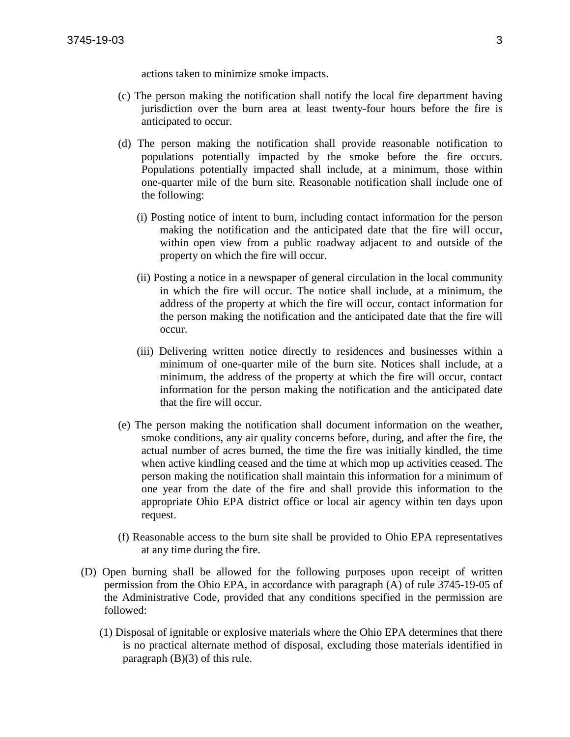actions taken to minimize smoke impacts.

(c) The person making the notification shall notify the local fire department having jurisdiction over the burn area at least twenty-four hours before the fire is anticipated to occur.

(d) The person making the notification shall provide reasonable notification to populations potentially impacted by the smoke before the fire occurs. Populations potentially impacted shall include, at a minimum, those within one-quarter mile of the burn site. Reasonable notification shall include one of the following:

(i) Posting notice of intent to burn, including contact information for the person making the notification and the anticipated date that the fire will occur, within open view from a public roadway adjacent to and outside of the property on which the fire will occur.

(ii) Posting a notice in a newspaper of general circulation in the local community in which the fire will occur. The notice shall include, at a minimum, the address of the property at which the fire will occur, contact information for the person making the notification and the anticipated date that the fire will occur.

(iii) Delivering written notice directly to residences and businesses within a minimum of one-quarter mile of the burn site. Notices shall include, at a minimum, the address of the property at which the fire will occur, contact information for the person making the notification and the anticipated date that the fire will occur.

(e) The person making the notification shall document information on the weather, smoke conditions, any air quality concerns before, during, and after the fire, the actual number of acres burned, the time the fire was initially kindled, the time when active kindling ceased and the time at which mop up activities ceased. The person making the notification shall maintain this information for a minimum of one year from the date of the fire and shall provide this information to the appropriate Ohio EPA district office or local air agency within ten days upon request.

(f) Reasonable access to the burn site shall be provided to Ohio EPA representatives at any time during the fire.

(D) Open burning shall be allowed for the following purposes upon receipt of written permission from the Ohio EPA, in accordance with paragraph (A) of rule 3745-19-05 of the Administrative Code, provided that any conditions specified in the permission are followed:

(1) Disposal of ignitable or explosive materials where the Ohio EPA determines that there is no practical alternate method of disposal, excluding those materials identified in paragraph (B)(3) of this rule.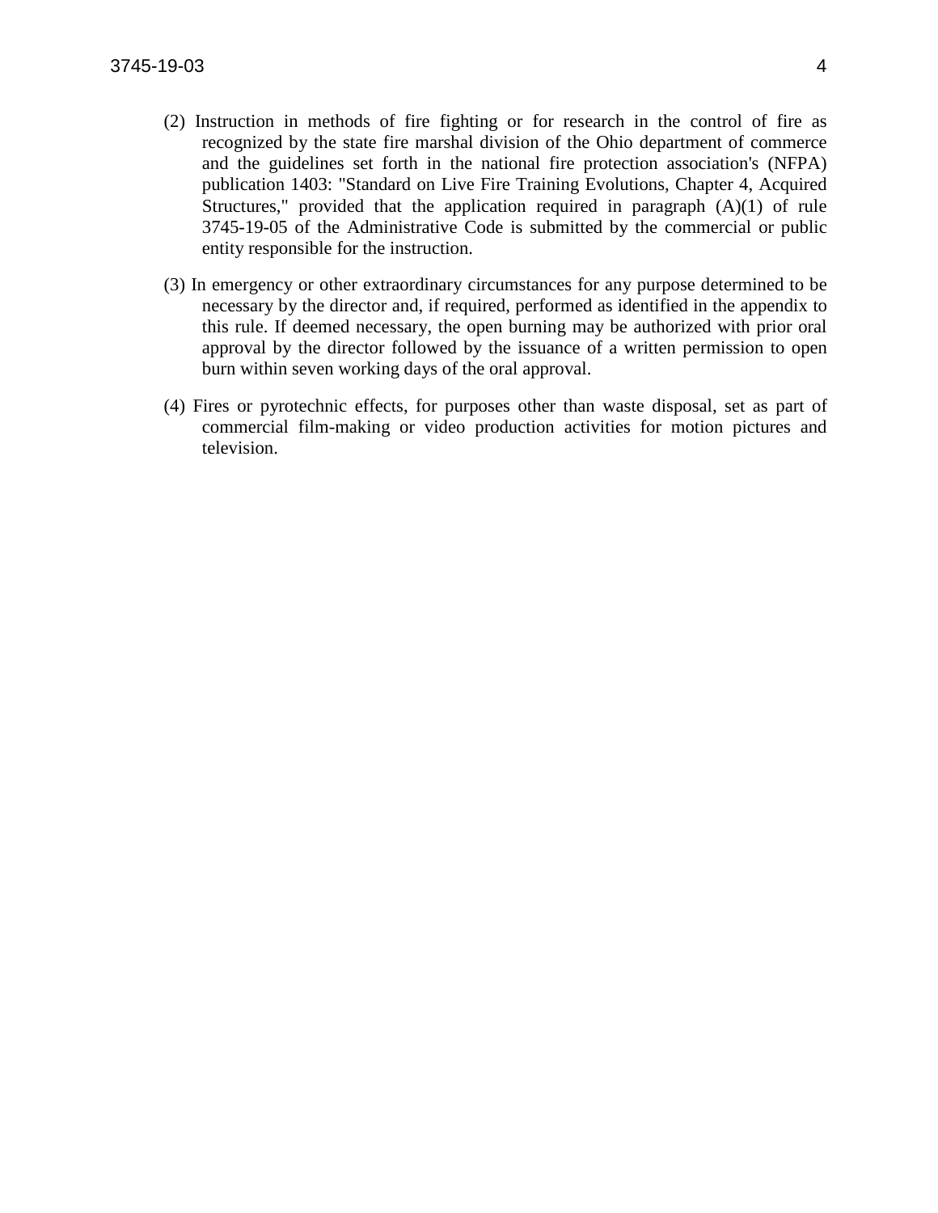(2) Instruction in methods of fire fighting or for research in the control of fire as recognized by the state fire marshal division of the Ohio department of commerce and the guidelines set forth in the national fire protection association's (NFPA) publication 1403: "Standard on Live Fire Training Evolutions, Chapter 4, Acquired Structures," provided that the application required in paragraph (A)(1) of rule 3745-19-05 of the Administrative Code is submitted by the commercial or public entity responsible for the instruction.

(3) In emergency or other extraordinary circumstances for any purpose determined to be necessary by the director and, if required, performed as identified in the appendix to this rule. If deemed necessary, the open burning may be authorized with prior oral approval by the director followed by the issuance of a written permission to open burn within seven working days of the oral approval.

(4) Fires or pyrotechnic effects, for purposes other than waste disposal, set as part of commercial film-making or video production activities for motion pictures and television.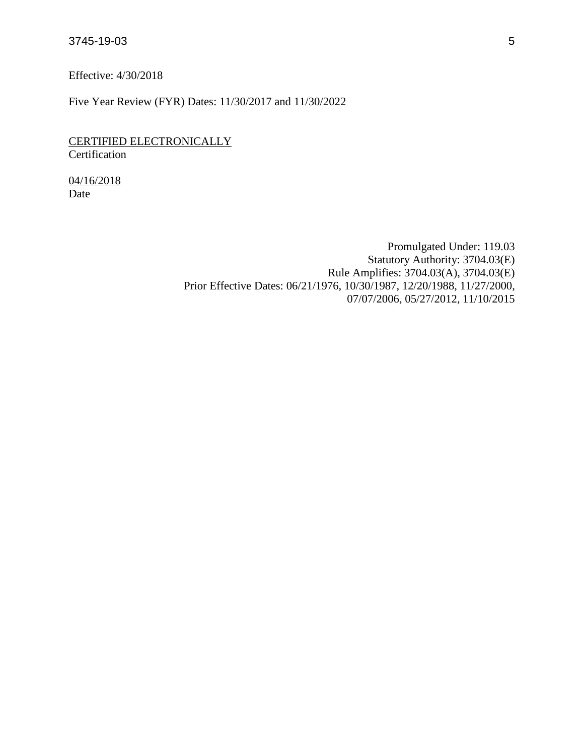Effective: 4/30/2018

Five Year Review (FYR) Dates: 11/30/2017 and 11/30/2022

CERTIFIED ELECTRONICALLY
Certification

04/16/2018
Date

Promulgated Under: 119.03
Statutory Authority: 3704.03(E)
Rule Amplifies: 3704.03(A), 3704.03(E)
Prior Effective Dates: 06/21/1976, 10/30/1987, 12/20/1988, 11/27/2000, 07/07/2006, 05/27/2012, 11/10/2015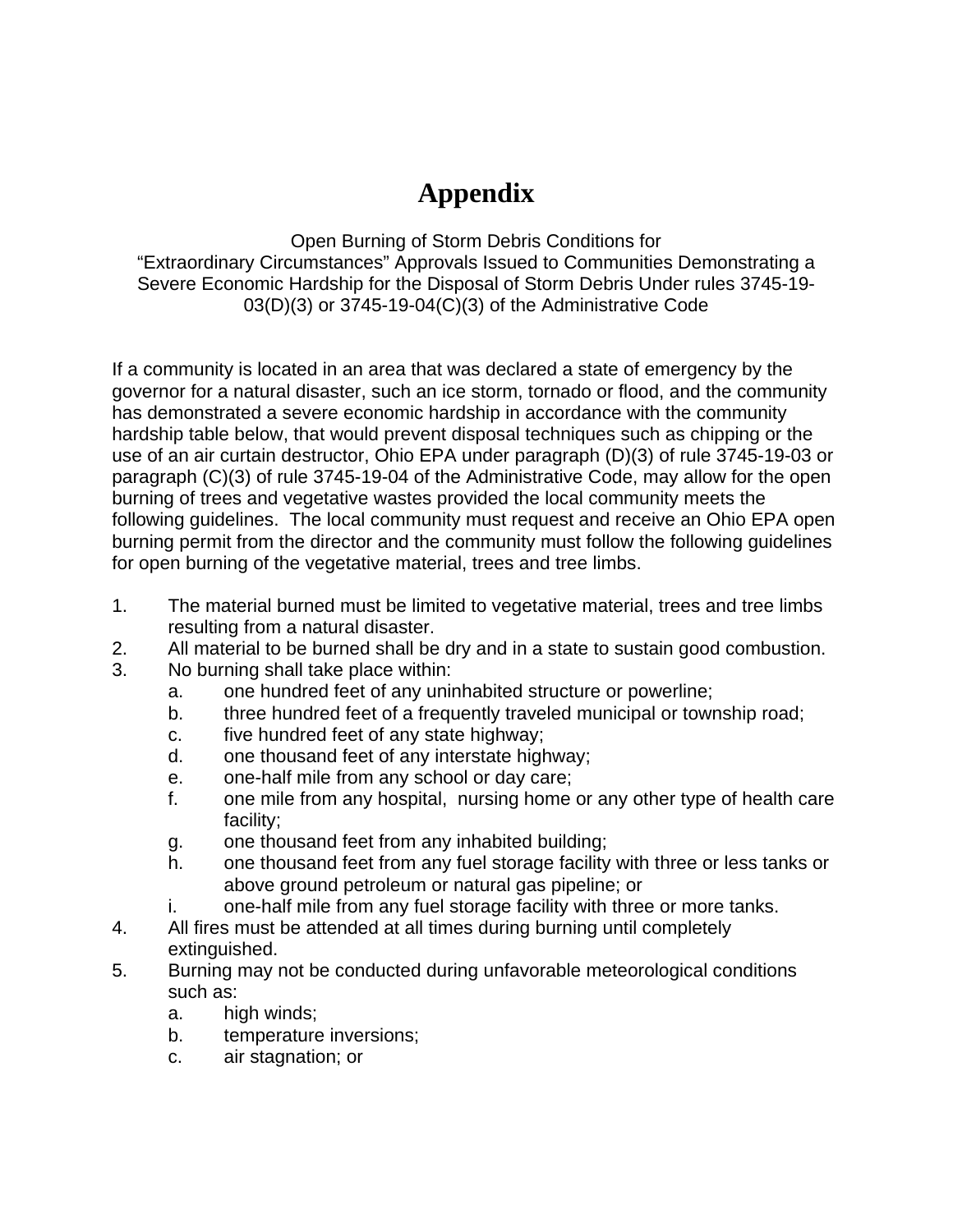# Appendix

Open Burning of Storm Debris Conditions for
"Extraordinary Circumstances" Approvals Issued to Communities Demonstrating a Severe Economic Hardship for the Disposal of Storm Debris Under rules 3745-19-03(D)(3) or 3745-19-04(C)(3) of the Administrative Code

If a community is located in an area that was declared a state of emergency by the governor for a natural disaster, such an ice storm, tornado or flood, and the community has demonstrated a severe economic hardship in accordance with the community hardship table below, that would prevent disposal techniques such as chipping or the use of an air curtain destructor, Ohio EPA under paragraph (D)(3) of rule 3745-19-03 or paragraph (C)(3) of rule 3745-19-04 of the Administrative Code, may allow for the open burning of trees and vegetative wastes provided the local community meets the following guidelines. The local community must request and receive an Ohio EPA open burning permit from the director and the community must follow the following guidelines for open burning of the vegetative material, trees and tree limbs.

1. The material burned must be limited to vegetative material, trees and tree limbs resulting from a natural disaster.
2. All material to be burned shall be dry and in a state to sustain good combustion.
3. No burning shall take place within:
   a. one hundred feet of any uninhabited structure or powerline;
   b. three hundred feet of a frequently traveled municipal or township road;
   c. five hundred feet of any state highway;
   d. one thousand feet of any interstate highway;
   e. one-half mile from any school or day care;
   f. one mile from any hospital, nursing home or any other type of health care facility;
   g. one thousand feet from any inhabited building;
   h. one thousand feet from any fuel storage facility with three or less tanks or above ground petroleum or natural gas pipeline; or
   i. one-half mile from any fuel storage facility with three or more tanks.
4. All fires must be attended at all times during burning until completely extinguished.
5. Burning may not be conducted during unfavorable meteorological conditions such as:
   a. high winds;
   b. temperature inversions;
   c. air stagnation; or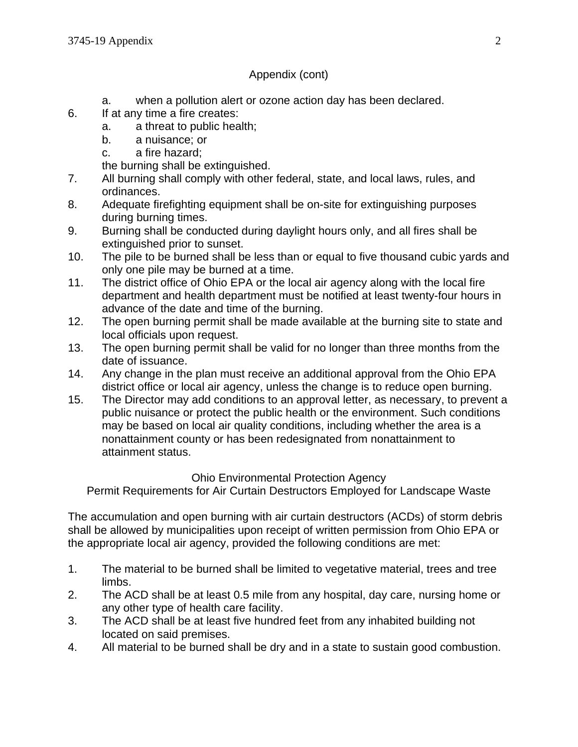Appendix (cont)

   a. when a pollution alert or ozone action day has been declared.

6. If at any time a fire creates:
   a. a threat to public health;
   b. a nuisance; or
   c. a fire hazard;

   the burning shall be extinguished.
7. All burning shall comply with other federal, state, and local laws, rules, and ordinances.
8. Adequate firefighting equipment shall be on-site for extinguishing purposes during burning times.
9. Burning shall be conducted during daylight hours only, and all fires shall be extinguished prior to sunset.
10. The pile to be burned shall be less than or equal to five thousand cubic yards and only one pile may be burned at a time.
11. The district office of Ohio EPA or the local air agency along with the local fire department and health department must be notified at least twenty-four hours in advance of the date and time of the burning.
12. The open burning permit shall be made available at the burning site to state and local officials upon request.
13. The open burning permit shall be valid for no longer than three months from the date of issuance.
14. Any change in the plan must receive an additional approval from the Ohio EPA district office or local air agency, unless the change is to reduce open burning.
15. The Director may add conditions to an approval letter, as necessary, to prevent a public nuisance or protect the public health or the environment. Such conditions may be based on local air quality conditions, including whether the area is a nonattainment county or has been redesignated from nonattainment to attainment status.

Ohio Environmental Protection Agency
Permit Requirements for Air Curtain Destructors Employed for Landscape Waste

The accumulation and open burning with air curtain destructors (ACDs) of storm debris shall be allowed by municipalities upon receipt of written permission from Ohio EPA or the appropriate local air agency, provided the following conditions are met:

1. The material to be burned shall be limited to vegetative material, trees and tree limbs.
2. The ACD shall be at least 0.5 mile from any hospital, day care, nursing home or any other type of health care facility.
3. The ACD shall be at least five hundred feet from any inhabited building not located on said premises.
4. All material to be burned shall be dry and in a state to sustain good combustion.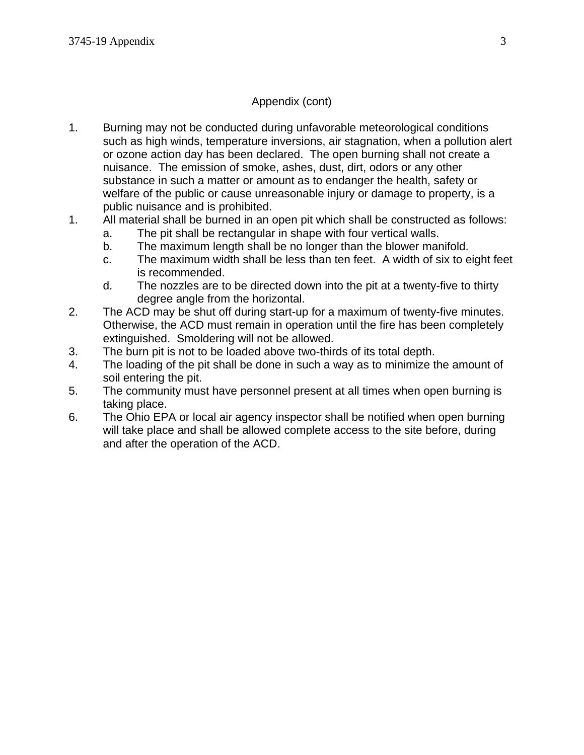Appendix (cont)

1. Burning may not be conducted during unfavorable meteorological conditions such as high winds, temperature inversions, air stagnation, when a pollution alert or ozone action day has been declared. The open burning shall not create a nuisance. The emission of smoke, ashes, dust, dirt, odors or any other substance in such a matter or amount as to endanger the health, safety or welfare of the public or cause unreasonable injury or damage to property, is a public nuisance and is prohibited.

1. All material shall be burned in an open pit which shall be constructed as follows:
   a. The pit shall be rectangular in shape with four vertical walls.
   b. The maximum length shall be no longer than the blower manifold.
   c. The maximum width shall be less than ten feet. A width of six to eight feet is recommended.
   d. The nozzles are to be directed down into the pit at a twenty-five to thirty degree angle from the horizontal.
2. The ACD may be shut off during start-up for a maximum of twenty-five minutes. Otherwise, the ACD must remain in operation until the fire has been completely extinguished. Smoldering will not be allowed.
3. The burn pit is not to be loaded above two-thirds of its total depth.
4. The loading of the pit shall be done in such a way as to minimize the amount of soil entering the pit.
5. The community must have personnel present at all times when open burning is taking place.
6. The Ohio EPA or local air agency inspector shall be notified when open burning will take place and shall be allowed complete access to the site before, during and after the operation of the ACD.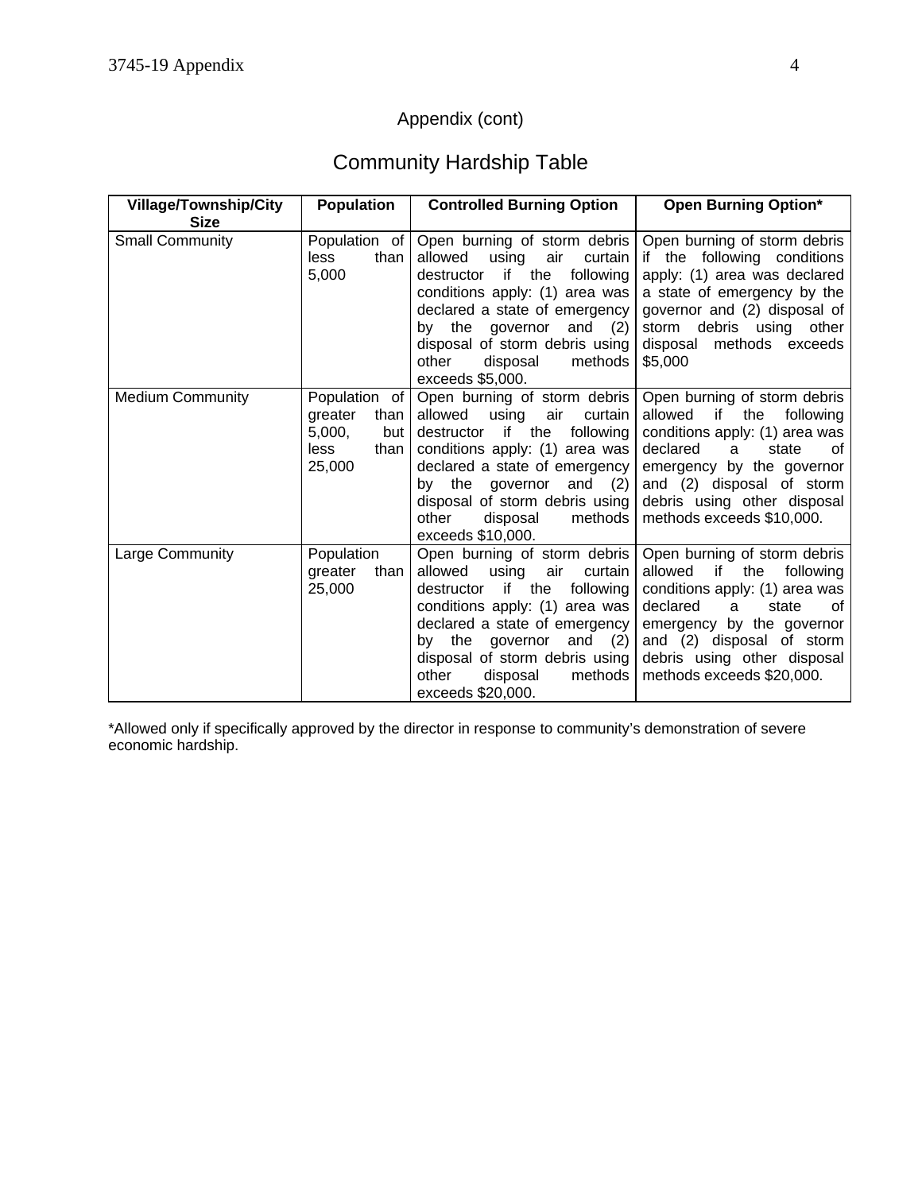Appendix (cont)

## Community Hardship Table

| Village/Township/City Size | Population | Controlled Burning Option | Open Burning Option* |
|---|---|---|---|
| Small Community | Population of less than 5,000 | Open burning of storm debris allowed using air curtain destructor if the following conditions apply: (1) area was declared a state of emergency by the governor and (2) disposal of storm debris using other disposal methods exceeds $5,000. | Open burning of storm debris if the following conditions apply: (1) area was declared a state of emergency by the governor and (2) disposal of storm debris using other disposal methods exceeds $5,000 |
| Medium Community | Population of greater than 5,000, but less than 25,000 | Open burning of storm debris allowed using air curtain destructor if the following conditions apply: (1) area was declared a state of emergency by the governor and (2) disposal of storm debris using other disposal methods exceeds $10,000. | Open burning of storm debris allowed if the following conditions apply: (1) area was declared a state of emergency by the governor and (2) disposal of storm debris using other disposal methods exceeds $10,000. |
| Large Community | Population greater than 25,000 | Open burning of storm debris allowed using air curtain destructor if the following conditions apply: (1) area was declared a state of emergency by the governor and (2) disposal of storm debris using other disposal methods exceeds $20,000. | Open burning of storm debris allowed if the following conditions apply: (1) area was declared a state of emergency by the governor and (2) disposal of storm debris using other disposal methods exceeds $20,000. |

*Allowed only if specifically approved by the director in response to community's demonstration of severe economic hardship.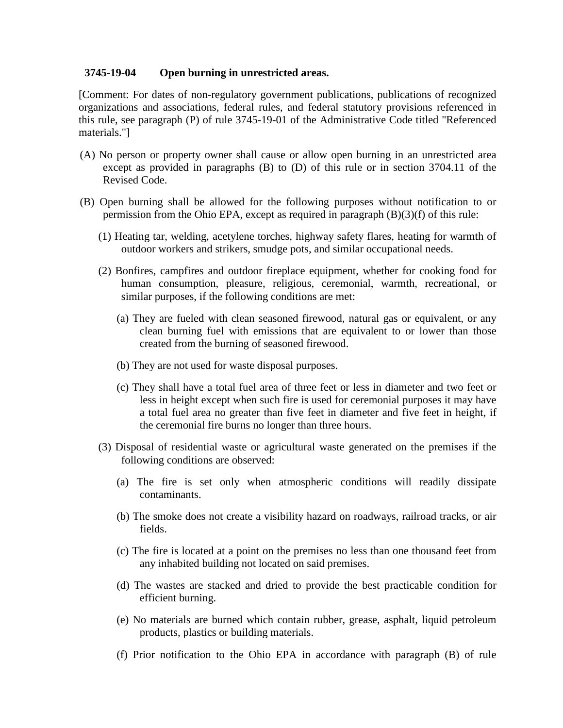### 3745-19-04 Open burning in unrestricted areas.

[Comment: For dates of non-regulatory government publications, publications of recognized organizations and associations, federal rules, and federal statutory provisions referenced in this rule, see paragraph (P) of rule 3745-19-01 of the Administrative Code titled "Referenced materials."]

(A) No person or property owner shall cause or allow open burning in an unrestricted area except as provided in paragraphs (B) to (D) of this rule or in section 3704.11 of the Revised Code.

(B) Open burning shall be allowed for the following purposes without notification to or permission from the Ohio EPA, except as required in paragraph (B)(3)(f) of this rule:

(1) Heating tar, welding, acetylene torches, highway safety flares, heating for warmth of outdoor workers and strikers, smudge pots, and similar occupational needs.

(2) Bonfires, campfires and outdoor fireplace equipment, whether for cooking food for human consumption, pleasure, religious, ceremonial, warmth, recreational, or similar purposes, if the following conditions are met:

(a) They are fueled with clean seasoned firewood, natural gas or equivalent, or any clean burning fuel with emissions that are equivalent to or lower than those created from the burning of seasoned firewood.

(b) They are not used for waste disposal purposes.

(c) They shall have a total fuel area of three feet or less in diameter and two feet or less in height except when such fire is used for ceremonial purposes it may have a total fuel area no greater than five feet in diameter and five feet in height, if the ceremonial fire burns no longer than three hours.

(3) Disposal of residential waste or agricultural waste generated on the premises if the following conditions are observed:

(a) The fire is set only when atmospheric conditions will readily dissipate contaminants.

(b) The smoke does not create a visibility hazard on roadways, railroad tracks, or air fields.

(c) The fire is located at a point on the premises no less than one thousand feet from any inhabited building not located on said premises.

(d) The wastes are stacked and dried to provide the best practicable condition for efficient burning.

(e) No materials are burned which contain rubber, grease, asphalt, liquid petroleum products, plastics or building materials.

(f) Prior notification to the Ohio EPA in accordance with paragraph (B) of rule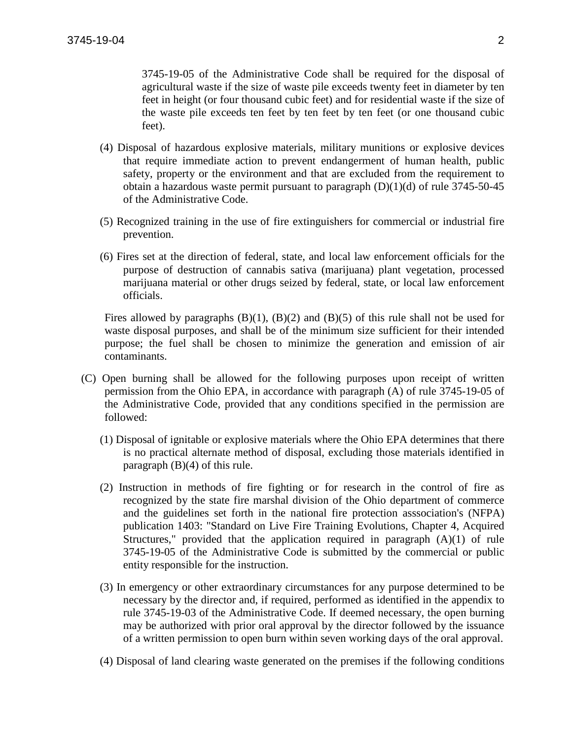3745-19-05 of the Administrative Code shall be required for the disposal of agricultural waste if the size of waste pile exceeds twenty feet in diameter by ten feet in height (or four thousand cubic feet) and for residential waste if the size of the waste pile exceeds ten feet by ten feet by ten feet (or one thousand cubic feet).

(4) Disposal of hazardous explosive materials, military munitions or explosive devices that require immediate action to prevent endangerment of human health, public safety, property or the environment and that are excluded from the requirement to obtain a hazardous waste permit pursuant to paragraph (D)(1)(d) of rule 3745-50-45 of the Administrative Code.

(5) Recognized training in the use of fire extinguishers for commercial or industrial fire prevention.

(6) Fires set at the direction of federal, state, and local law enforcement officials for the purpose of destruction of cannabis sativa (marijuana) plant vegetation, processed marijuana material or other drugs seized by federal, state, or local law enforcement officials.

Fires allowed by paragraphs (B)(1), (B)(2) and (B)(5) of this rule shall not be used for waste disposal purposes, and shall be of the minimum size sufficient for their intended purpose; the fuel shall be chosen to minimize the generation and emission of air contaminants.

(C) Open burning shall be allowed for the following purposes upon receipt of written permission from the Ohio EPA, in accordance with paragraph (A) of rule 3745-19-05 of the Administrative Code, provided that any conditions specified in the permission are followed:

(1) Disposal of ignitable or explosive materials where the Ohio EPA determines that there is no practical alternate method of disposal, excluding those materials identified in paragraph (B)(4) of this rule.

(2) Instruction in methods of fire fighting or for research in the control of fire as recognized by the state fire marshal division of the Ohio department of commerce and the guidelines set forth in the national fire protection asssociation's (NFPA) publication 1403: "Standard on Live Fire Training Evolutions, Chapter 4, Acquired Structures," provided that the application required in paragraph (A)(1) of rule 3745-19-05 of the Administrative Code is submitted by the commercial or public entity responsible for the instruction.

(3) In emergency or other extraordinary circumstances for any purpose determined to be necessary by the director and, if required, performed as identified in the appendix to rule 3745-19-03 of the Administrative Code. If deemed necessary, the open burning may be authorized with prior oral approval by the director followed by the issuance of a written permission to open burn within seven working days of the oral approval.

(4) Disposal of land clearing waste generated on the premises if the following conditions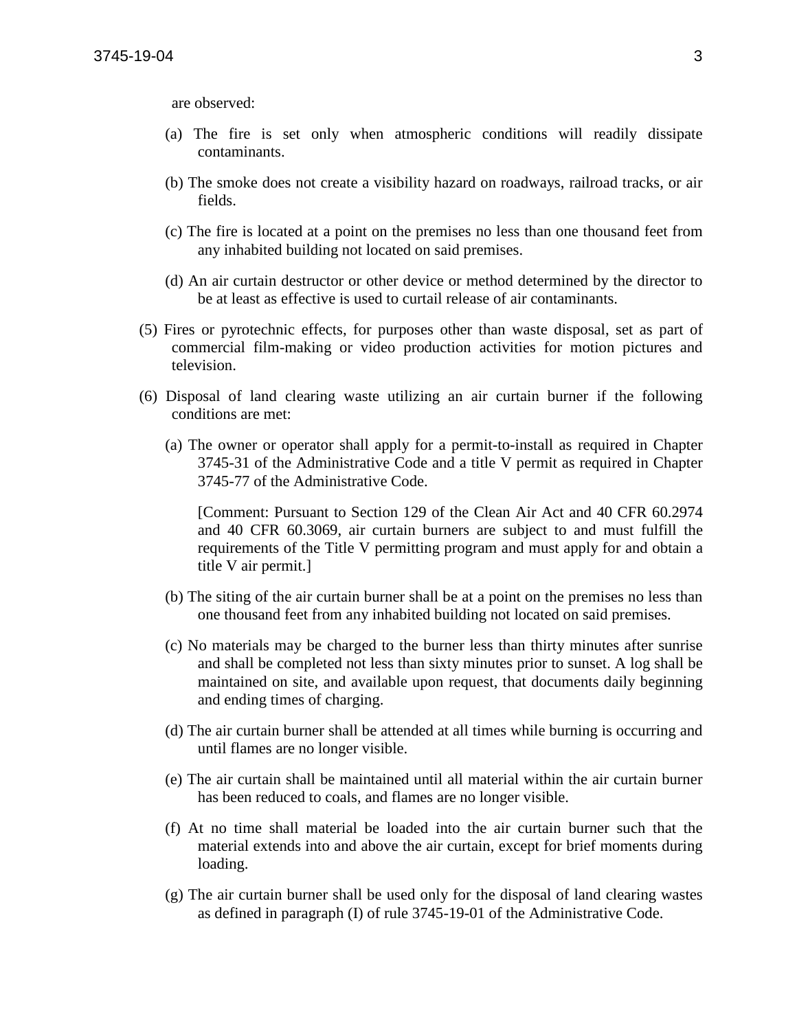are observed:

(a) The fire is set only when atmospheric conditions will readily dissipate contaminants.

(b) The smoke does not create a visibility hazard on roadways, railroad tracks, or air fields.

(c) The fire is located at a point on the premises no less than one thousand feet from any inhabited building not located on said premises.

(d) An air curtain destructor or other device or method determined by the director to be at least as effective is used to curtail release of air contaminants.

(5) Fires or pyrotechnic effects, for purposes other than waste disposal, set as part of commercial film-making or video production activities for motion pictures and television.

(6) Disposal of land clearing waste utilizing an air curtain burner if the following conditions are met:

(a) The owner or operator shall apply for a permit-to-install as required in Chapter 3745-31 of the Administrative Code and a title V permit as required in Chapter 3745-77 of the Administrative Code.

[Comment: Pursuant to Section 129 of the Clean Air Act and 40 CFR 60.2974 and 40 CFR 60.3069, air curtain burners are subject to and must fulfill the requirements of the Title V permitting program and must apply for and obtain a title V air permit.]

(b) The siting of the air curtain burner shall be at a point on the premises no less than one thousand feet from any inhabited building not located on said premises.

(c) No materials may be charged to the burner less than thirty minutes after sunrise and shall be completed not less than sixty minutes prior to sunset. A log shall be maintained on site, and available upon request, that documents daily beginning and ending times of charging.

(d) The air curtain burner shall be attended at all times while burning is occurring and until flames are no longer visible.

(e) The air curtain shall be maintained until all material within the air curtain burner has been reduced to coals, and flames are no longer visible.

(f) At no time shall material be loaded into the air curtain burner such that the material extends into and above the air curtain, except for brief moments during loading.

(g) The air curtain burner shall be used only for the disposal of land clearing wastes as defined in paragraph (I) of rule 3745-19-01 of the Administrative Code.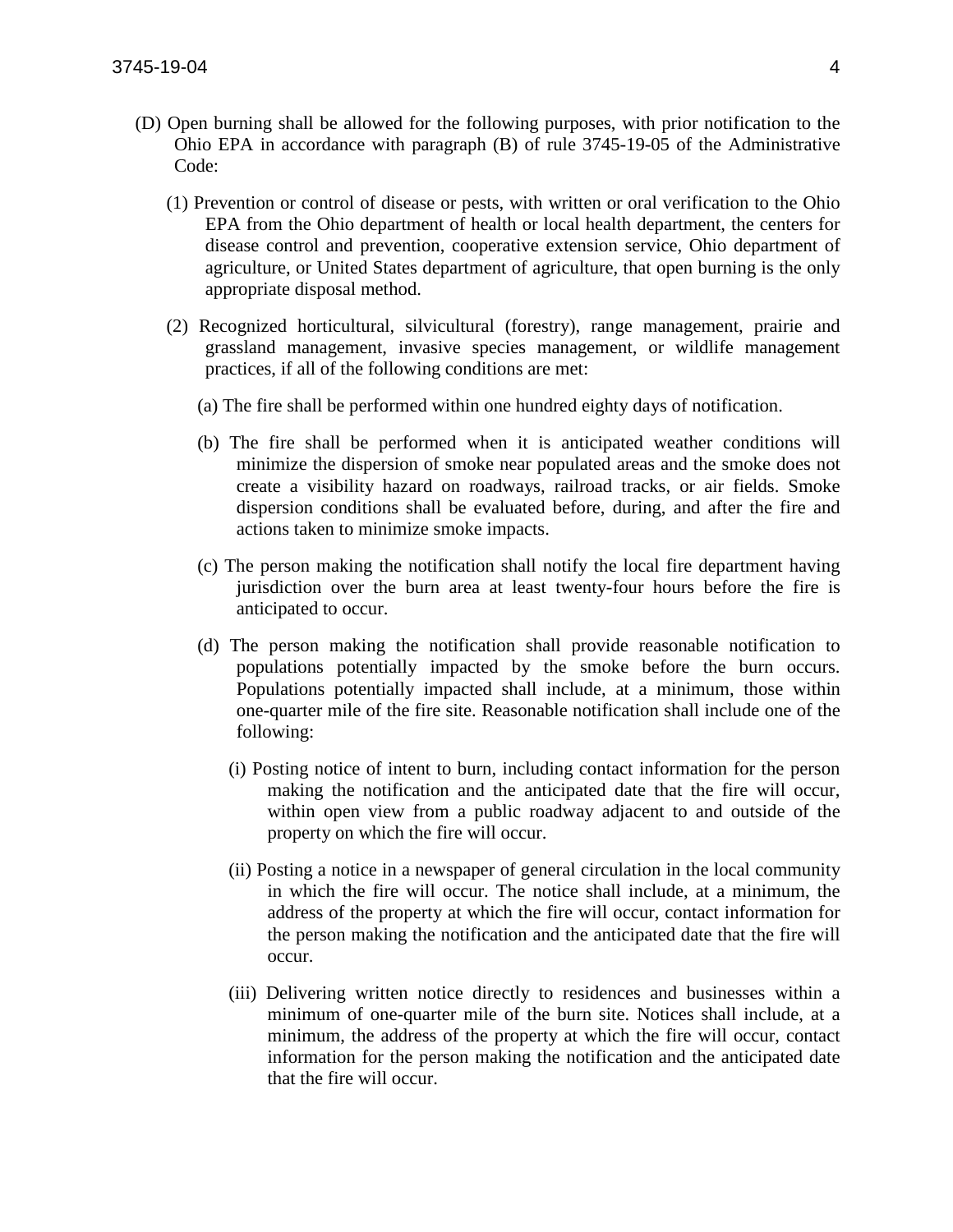(D) Open burning shall be allowed for the following purposes, with prior notification to the Ohio EPA in accordance with paragraph (B) of rule 3745-19-05 of the Administrative Code:

(1) Prevention or control of disease or pests, with written or oral verification to the Ohio EPA from the Ohio department of health or local health department, the centers for disease control and prevention, cooperative extension service, Ohio department of agriculture, or United States department of agriculture, that open burning is the only appropriate disposal method.

(2) Recognized horticultural, silvicultural (forestry), range management, prairie and grassland management, invasive species management, or wildlife management practices, if all of the following conditions are met:

(a) The fire shall be performed within one hundred eighty days of notification.

(b) The fire shall be performed when it is anticipated weather conditions will minimize the dispersion of smoke near populated areas and the smoke does not create a visibility hazard on roadways, railroad tracks, or air fields. Smoke dispersion conditions shall be evaluated before, during, and after the fire and actions taken to minimize smoke impacts.

(c) The person making the notification shall notify the local fire department having jurisdiction over the burn area at least twenty-four hours before the fire is anticipated to occur.

(d) The person making the notification shall provide reasonable notification to populations potentially impacted by the smoke before the burn occurs. Populations potentially impacted shall include, at a minimum, those within one-quarter mile of the fire site. Reasonable notification shall include one of the following:

(i) Posting notice of intent to burn, including contact information for the person making the notification and the anticipated date that the fire will occur, within open view from a public roadway adjacent to and outside of the property on which the fire will occur.

(ii) Posting a notice in a newspaper of general circulation in the local community in which the fire will occur. The notice shall include, at a minimum, the address of the property at which the fire will occur, contact information for the person making the notification and the anticipated date that the fire will occur.

(iii) Delivering written notice directly to residences and businesses within a minimum of one-quarter mile of the burn site. Notices shall include, at a minimum, the address of the property at which the fire will occur, contact information for the person making the notification and the anticipated date that the fire will occur.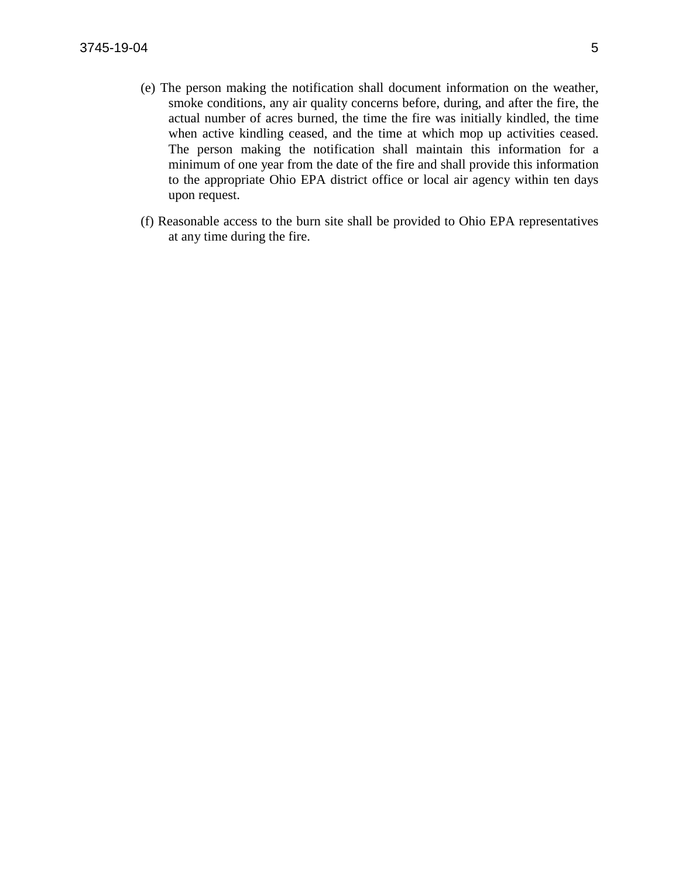(e) The person making the notification shall document information on the weather, smoke conditions, any air quality concerns before, during, and after the fire, the actual number of acres burned, the time the fire was initially kindled, the time when active kindling ceased, and the time at which mop up activities ceased. The person making the notification shall maintain this information for a minimum of one year from the date of the fire and shall provide this information to the appropriate Ohio EPA district office or local air agency within ten days upon request.

(f) Reasonable access to the burn site shall be provided to Ohio EPA representatives at any time during the fire.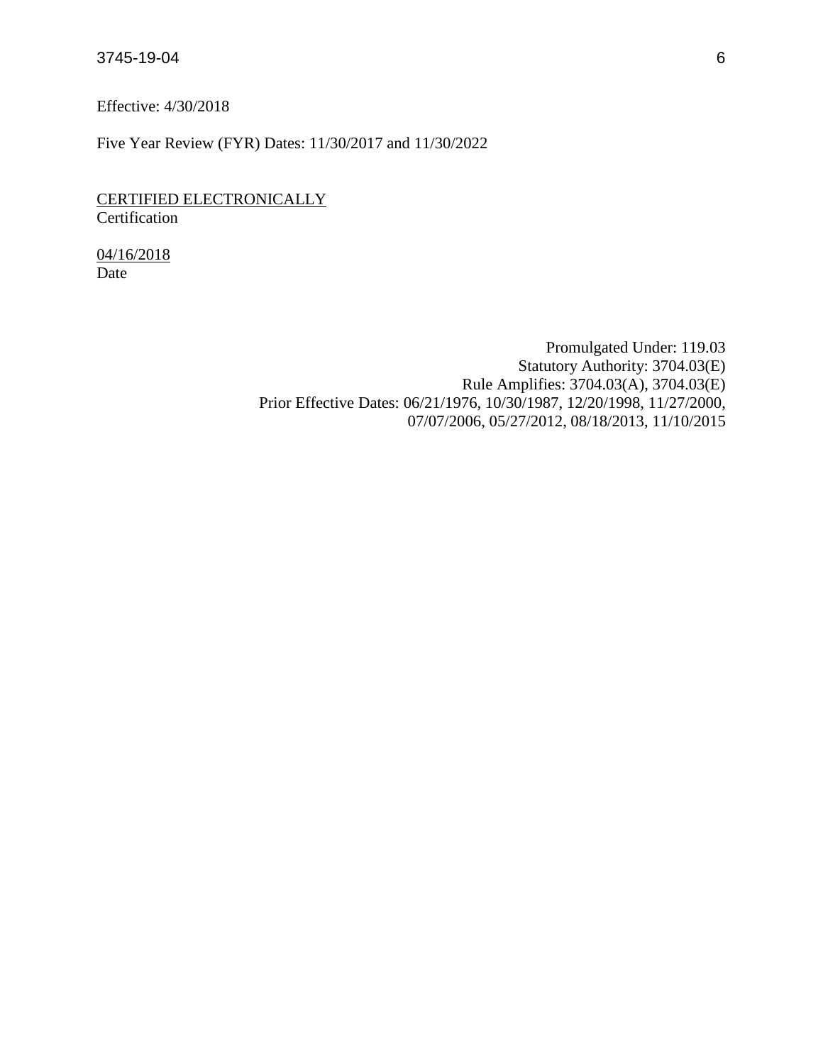Effective: 4/30/2018

Five Year Review (FYR) Dates: 11/30/2017 and 11/30/2022

CERTIFIED ELECTRONICALLY
Certification

04/16/2018
Date

Promulgated Under: 119.03
Statutory Authority: 3704.03(E)
Rule Amplifies: 3704.03(A), 3704.03(E)
Prior Effective Dates: 06/21/1976, 10/30/1987, 12/20/1998, 11/27/2000, 07/07/2006, 05/27/2012, 08/18/2013, 11/10/2015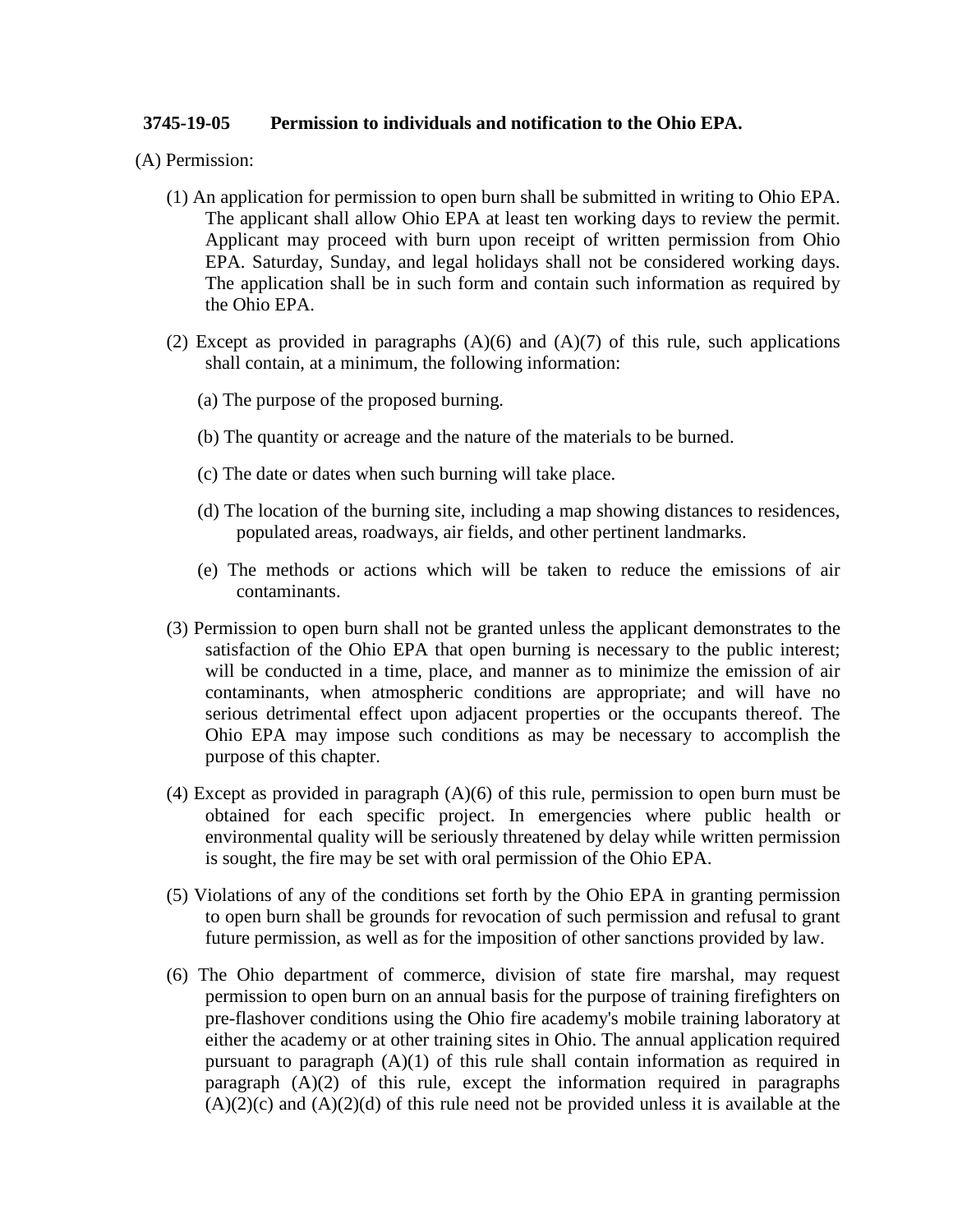**3745-19-05 Permission to individuals and notification to the Ohio EPA.**

(A) Permission:

(1) An application for permission to open burn shall be submitted in writing to Ohio EPA. The applicant shall allow Ohio EPA at least ten working days to review the permit. Applicant may proceed with burn upon receipt of written permission from Ohio EPA. Saturday, Sunday, and legal holidays shall not be considered working days. The application shall be in such form and contain such information as required by the Ohio EPA.

(2) Except as provided in paragraphs (A)(6) and (A)(7) of this rule, such applications shall contain, at a minimum, the following information:

(a) The purpose of the proposed burning.

(b) The quantity or acreage and the nature of the materials to be burned.

(c) The date or dates when such burning will take place.

(d) The location of the burning site, including a map showing distances to residences, populated areas, roadways, air fields, and other pertinent landmarks.

(e) The methods or actions which will be taken to reduce the emissions of air contaminants.

(3) Permission to open burn shall not be granted unless the applicant demonstrates to the satisfaction of the Ohio EPA that open burning is necessary to the public interest; will be conducted in a time, place, and manner as to minimize the emission of air contaminants, when atmospheric conditions are appropriate; and will have no serious detrimental effect upon adjacent properties or the occupants thereof. The Ohio EPA may impose such conditions as may be necessary to accomplish the purpose of this chapter.

(4) Except as provided in paragraph (A)(6) of this rule, permission to open burn must be obtained for each specific project. In emergencies where public health or environmental quality will be seriously threatened by delay while written permission is sought, the fire may be set with oral permission of the Ohio EPA.

(5) Violations of any of the conditions set forth by the Ohio EPA in granting permission to open burn shall be grounds for revocation of such permission and refusal to grant future permission, as well as for the imposition of other sanctions provided by law.

(6) The Ohio department of commerce, division of state fire marshal, may request permission to open burn on an annual basis for the purpose of training firefighters on pre-flashover conditions using the Ohio fire academy's mobile training laboratory at either the academy or at other training sites in Ohio. The annual application required pursuant to paragraph (A)(1) of this rule shall contain information as required in paragraph (A)(2) of this rule, except the information required in paragraphs (A)(2)(c) and (A)(2)(d) of this rule need not be provided unless it is available at the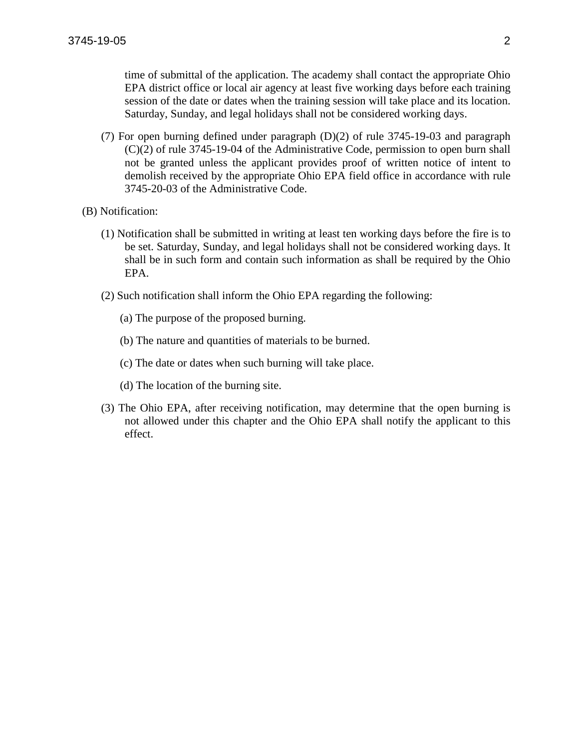time of submittal of the application. The academy shall contact the appropriate Ohio EPA district office or local air agency at least five working days before each training session of the date or dates when the training session will take place and its location. Saturday, Sunday, and legal holidays shall not be considered working days.

(7) For open burning defined under paragraph (D)(2) of rule 3745-19-03 and paragraph (C)(2) of rule 3745-19-04 of the Administrative Code, permission to open burn shall not be granted unless the applicant provides proof of written notice of intent to demolish received by the appropriate Ohio EPA field office in accordance with rule 3745-20-03 of the Administrative Code.

(B) Notification:

(1) Notification shall be submitted in writing at least ten working days before the fire is to be set. Saturday, Sunday, and legal holidays shall not be considered working days. It shall be in such form and contain such information as shall be required by the Ohio EPA.

(2) Such notification shall inform the Ohio EPA regarding the following:

(a) The purpose of the proposed burning.

(b) The nature and quantities of materials to be burned.

(c) The date or dates when such burning will take place.

(d) The location of the burning site.

(3) The Ohio EPA, after receiving notification, may determine that the open burning is not allowed under this chapter and the Ohio EPA shall notify the applicant to this effect.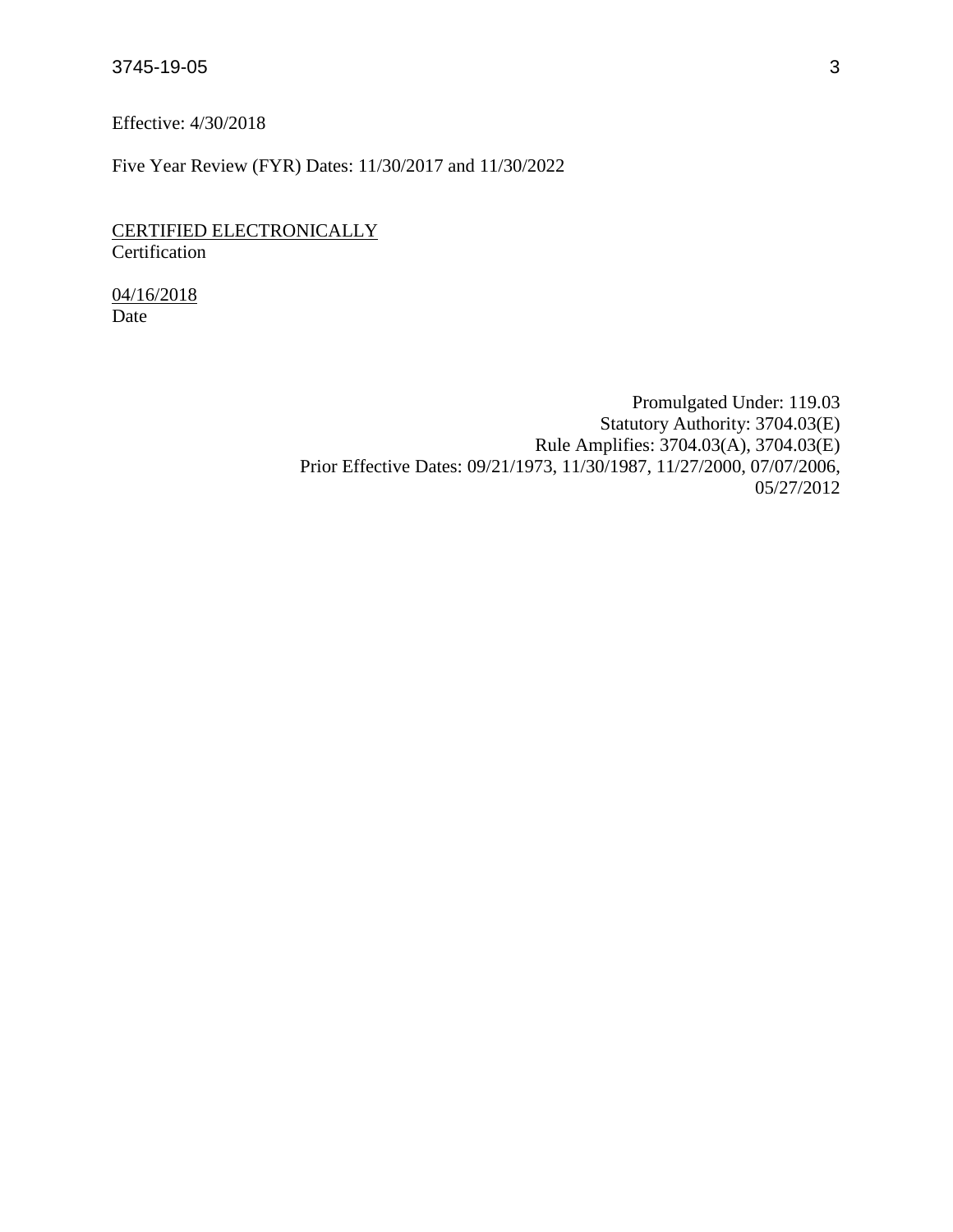Effective: 4/30/2018

Five Year Review (FYR) Dates: 11/30/2017 and 11/30/2022

CERTIFIED ELECTRONICALLY
Certification

04/16/2018
Date

Promulgated Under: 119.03
Statutory Authority: 3704.03(E)
Rule Amplifies: 3704.03(A), 3704.03(E)
Prior Effective Dates: 09/21/1973, 11/30/1987, 11/27/2000, 07/07/2006, 05/27/2012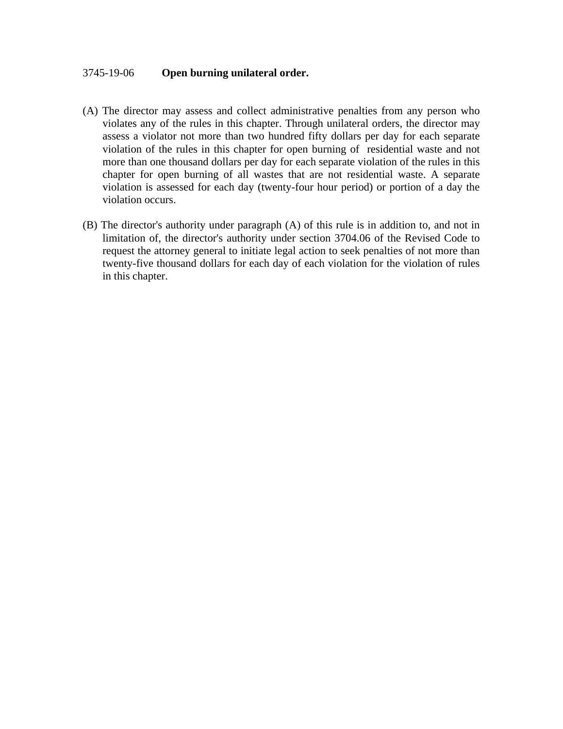# 3745-19-06 **Open burning unilateral order.**

(A) The director may assess and collect administrative penalties from any person who violates any of the rules in this chapter. Through unilateral orders, the director may assess a violator not more than two hundred fifty dollars per day for each separate violation of the rules in this chapter for open burning of residential waste and not more than one thousand dollars per day for each separate violation of the rules in this chapter for open burning of all wastes that are not residential waste. A separate violation is assessed for each day (twenty-four hour period) or portion of a day the violation occurs.

(B) The director's authority under paragraph (A) of this rule is in addition to, and not in limitation of, the director's authority under section 3704.06 of the Revised Code to request the attorney general to initiate legal action to seek penalties of not more than twenty-five thousand dollars for each day of each violation for the violation of rules in this chapter.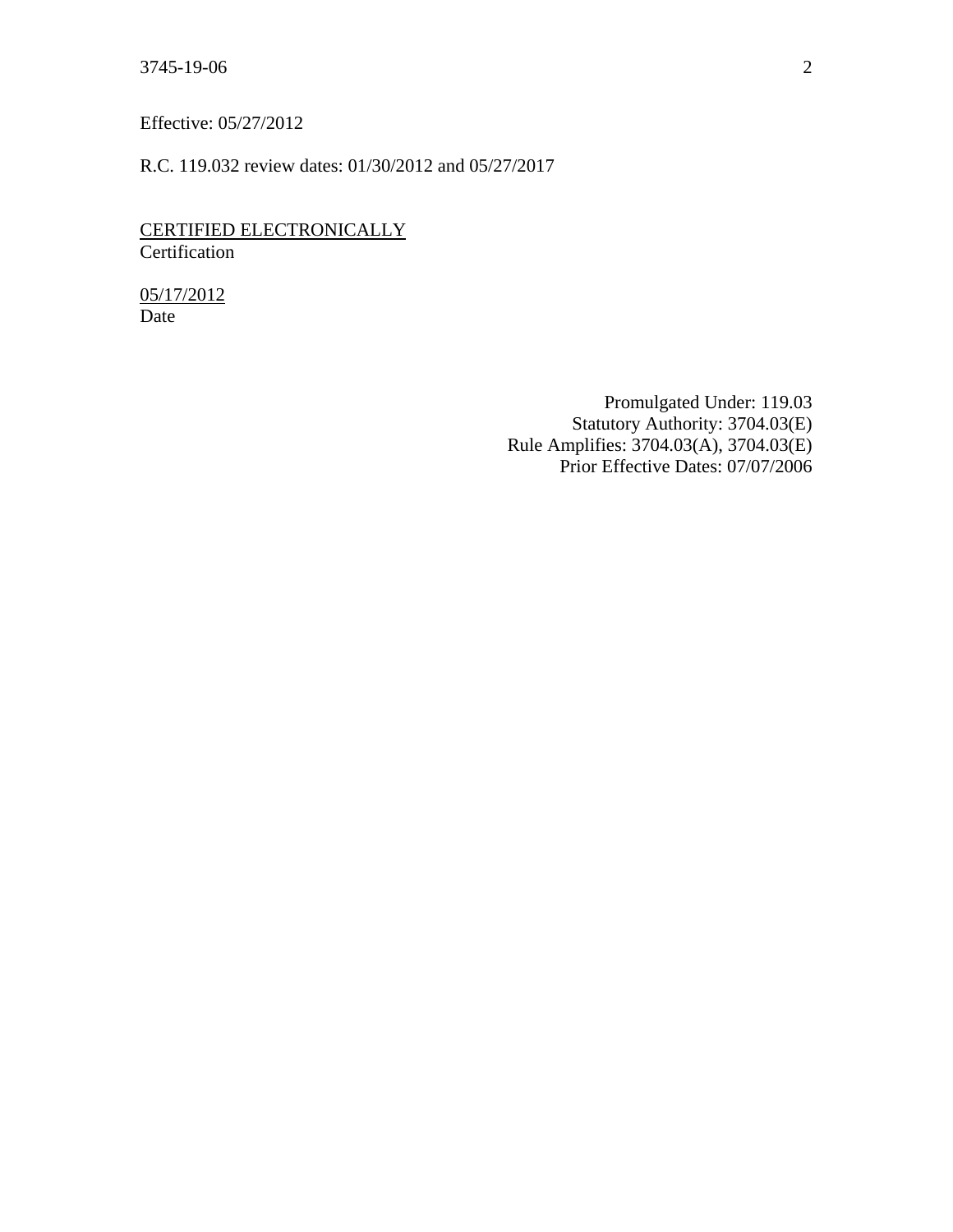Effective: 05/27/2012

R.C. 119.032 review dates: 01/30/2012 and 05/27/2017

CERTIFIED ELECTRONICALLY
Certification

05/17/2012
Date

Promulgated Under: 119.03
Statutory Authority: 3704.03(E)
Rule Amplifies: 3704.03(A), 3704.03(E)
Prior Effective Dates: 07/07/2006